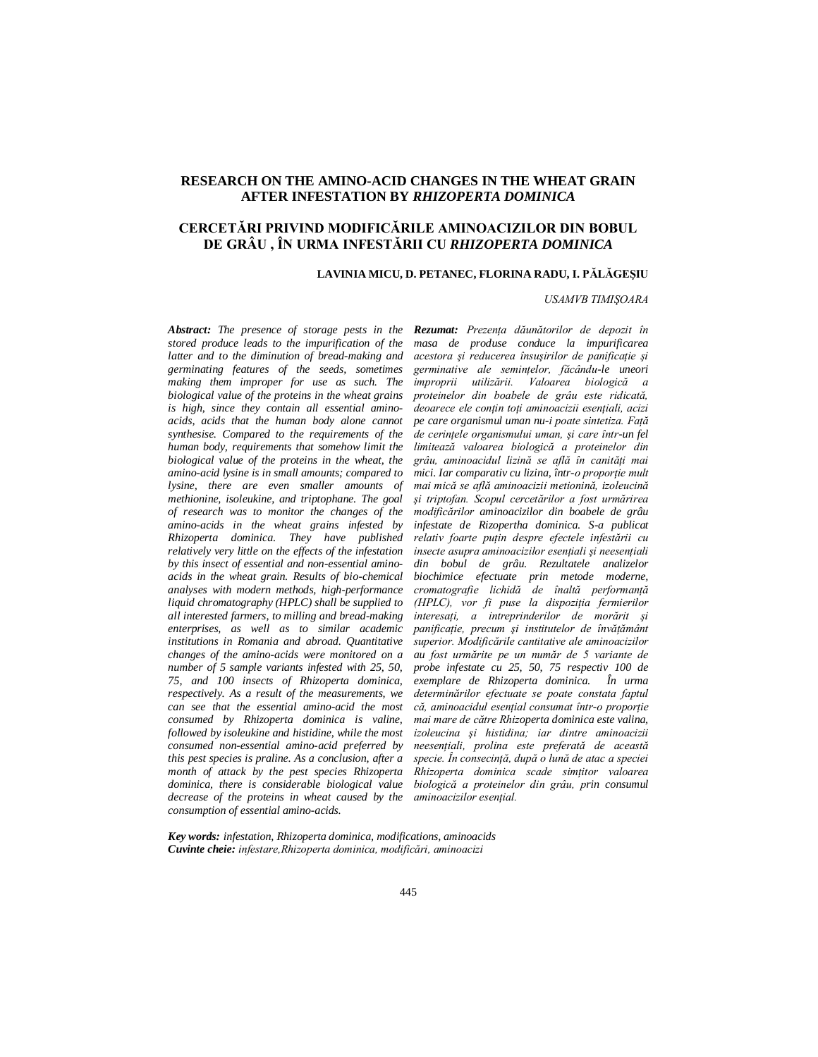# RESEARCH ON THE AMINO-ACID CHANGES IN THE WHEAT GRAIN AFTER INFESTATION BY *RHIZOPERTA DOMINICA*

# CERCETĂRI PRIVIND MODIFICĂRILE AMINOACIZILOR DIN BOBUL DE GRÂU , ÎN URMA INFESTĂRII CU *RHIZOPERTA DOMINICA*

**LAVINIA MICU, D. PETANEC, FLORINA RADU, I. PĂLĂGEȘIU**

*USAMVB TIMIŞOARA*

***Abstract:*** *The presence of storage pests in the stored produce leads to the impurification of the latter and to the diminution of bread-making and germinating features of the seeds, sometimes making them improper for use as such. The biological value of the proteins in the wheat grains is high, since they contain all essential amino-acids, acids that the human body alone cannot synthesise. Compared to the requirements of the human body, requirements that somehow limit the biological value of the proteins in the wheat, the amino-acid lysine is in small amounts; compared to lysine, there are even smaller amounts of methionine, isoleukine, and triptophane. The goal of research was to monitor the changes of the amino-acids in the wheat grains infested by Rhizoperta dominica. They have published relatively very little on the effects of the infestation by this insect of essential and non-essential amino-acids in the wheat grain. Results of bio-chemical analyses with modern methods, high-performance liquid chromatography (HPLC) shall be supplied to all interested farmers, to milling and bread-making enterprises, as well as to similar academic institutions in Romania and abroad. Quantitative changes of the amino-acids were monitored on a number of 5 sample variants infested with 25, 50, 75, and 100 insects of Rhizoperta dominica, respectively. As a result of the measurements, we can see that the essential amino-acid the most consumed by Rhizoperta dominica is valine, followed by isoleukine and histidine, while the most consumed non-essential amino-acid preferred by this pest species is praline. As a conclusion, after a month of attack by the pest species Rhizoperta dominica, there is considerable biological value decrease of the proteins in wheat caused by the consumption of essential amino-acids.*

***Rezumat:*** *Prezența dăunătorilor de depozit în masa de produse conduce la impurificarea acestora şi reducerea însuşirilor de panificație şi germinative ale semințelor, făcându-le uneori improprii utilizării. Valoarea biologică a proteinelor din boabele de grâu este ridicată, deoarece ele conțin toți aminoacizii esențiali, acizi pe care organismul uman nu-i poate sintetiza. Față de cerințele organismului uman, şi care într-un fel limitează valoarea biologică a proteinelor din grâu, aminoacidul lizină se află în cantități mai mici. Iar comparativ cu lizina, într-o proporție mult mai mică se află aminoacizii metionină, izoleucină şi triptofan. Scopul cercetărilor a fost urmărirea modificărilor aminoacizilor din boabele de grâu infestate de Rizopertha dominica. S-a publicat relativ foarte puțin despre efectele infestării cu insecte asupra aminoacizilor esențiali şi neesențiali din bobul de grâu. Rezultatele analizelor biochimice efectuate prin metode moderne, cromatografie lichidă de înaltă performanță (HPLC), vor fi puse la dispoziția fermierilor interesați, a intreprinderilor de morărit şi panificație, precum şi institutelor de învățământ superior. Modificările cantitative ale aminoacizilor au fost urmărite pe un număr de 5 variante de probe infestate cu 25, 50, 75 respectiv 100 de exemplare de Rhizoperta dominica. În urma determinărilor efectuate se poate constata faptul că, aminoacidul esențial consumat într-o proporție mai mare de către Rhizoperta dominica este valina, izoleucina şi histidina; iar dintre aminoacizii neesențiali, prolina este preferată de această specie. În consecință, după o lună de atac a speciei Rhizoperta dominica scade simțitor valoarea biologică a proteinelor din grâu, prin consumul aminoacizilor esențial.*

***Key words:*** *infestation, Rhizoperta dominica, modifications, aminoacids*
***Cuvinte cheie:*** *infestare,Rhizoperta dominica, modificări, aminoacizi*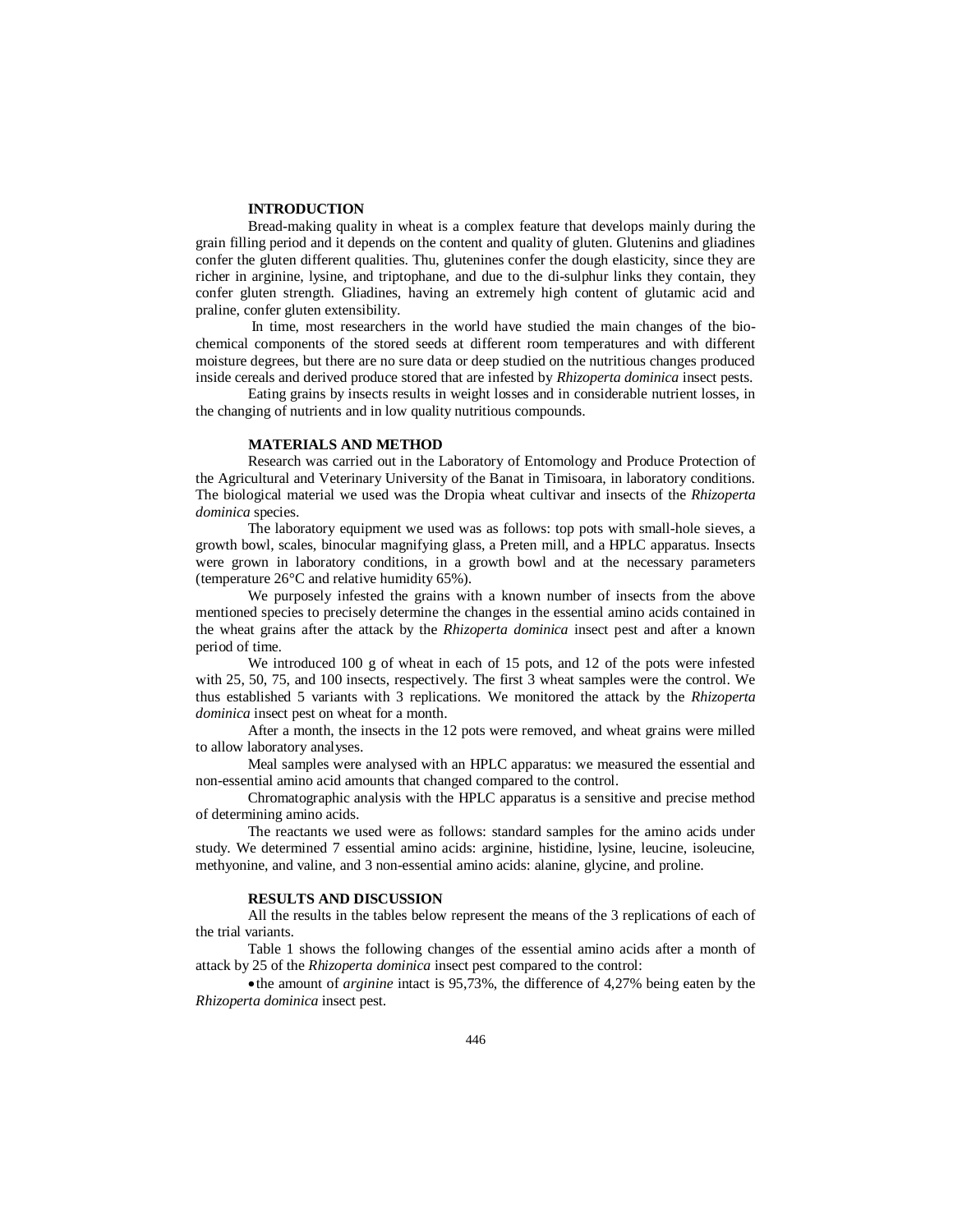## INTRODUCTION

Bread-making quality in wheat is a complex feature that develops mainly during the grain filling period and it depends on the content and quality of gluten. Glutenins and gliadines confer the gluten different qualities. Thu, glutenines confer the dough elasticity, since they are richer in arginine, lysine, and triptophane, and due to the di-sulphur links they contain, they confer gluten strength. Gliadines, having an extremely high content of glutamic acid and praline, confer gluten extensibility.

In time, most researchers in the world have studied the main changes of the bio-chemical components of the stored seeds at different room temperatures and with different moisture degrees, but there are no sure data or deep studied on the nutritious changes produced inside cereals and derived produce stored that are infested by *Rhizoperta dominica* insect pests.

Eating grains by insects results in weight losses and in considerable nutrient losses, in the changing of nutrients and in low quality nutritious compounds.

## MATERIALS AND METHOD

Research was carried out in the Laboratory of Entomology and Produce Protection of the Agricultural and Veterinary University of the Banat in Timisoara, in laboratory conditions. The biological material we used was the Dropia wheat cultivar and insects of the *Rhizoperta dominica* species.

The laboratory equipment we used was as follows: top pots with small-hole sieves, a growth bowl, scales, binocular magnifying glass, a Preten mill, and a HPLC apparatus. Insects were grown in laboratory conditions, in a growth bowl and at the necessary parameters (temperature 26°C and relative humidity 65%).

We purposely infested the grains with a known number of insects from the above mentioned species to precisely determine the changes in the essential amino acids contained in the wheat grains after the attack by the *Rhizoperta dominica* insect pest and after a known period of time.

We introduced 100 g of wheat in each of 15 pots, and 12 of the pots were infested with 25, 50, 75, and 100 insects, respectively. The first 3 wheat samples were the control. We thus established 5 variants with 3 replications. We monitored the attack by the *Rhizoperta dominica* insect pest on wheat for a month.

After a month, the insects in the 12 pots were removed, and wheat grains were milled to allow laboratory analyses.

Meal samples were analysed with an HPLC apparatus: we measured the essential and non-essential amino acid amounts that changed compared to the control.

Chromatographic analysis with the HPLC apparatus is a sensitive and precise method of determining amino acids.

The reactants we used were as follows: standard samples for the amino acids under study. We determined 7 essential amino acids: arginine, histidine, lysine, leucine, isoleucine, methyonine, and valine, and 3 non-essential amino acids: alanine, glycine, and proline.

## RESULTS AND DISCUSSION

All the results in the tables below represent the means of the 3 replications of each of the trial variants.

Table 1 shows the following changes of the essential amino acids after a month of attack by 25 of the *Rhizoperta dominica* insect pest compared to the control:

- the amount of *arginine* intact is 95,73%, the difference of 4,27% being eaten by the *Rhizoperta dominica* insect pest.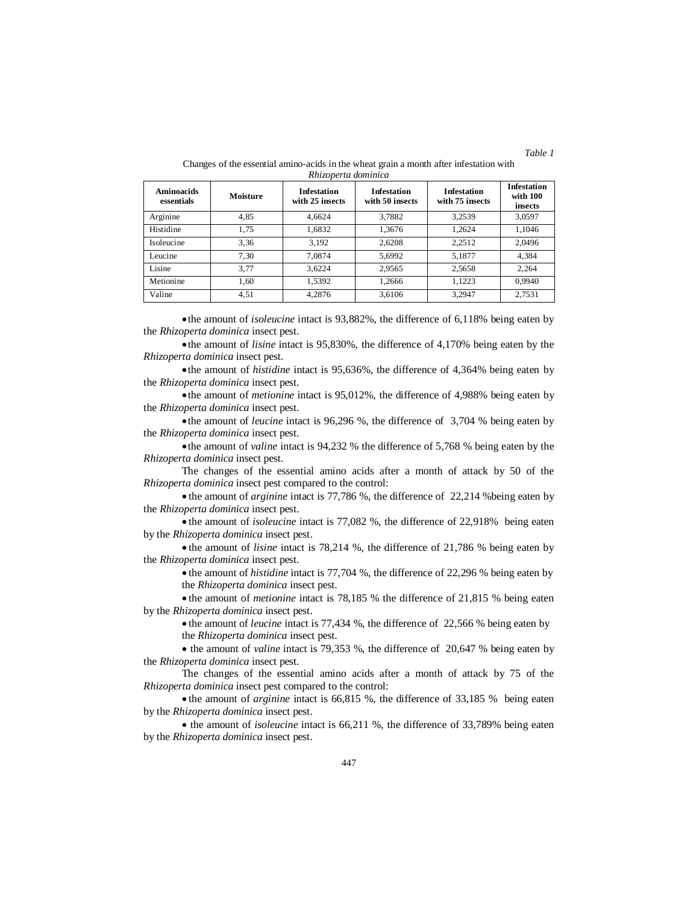*Table 1*

Changes of the essential amino-acids in the wheat grain a month after infestation with *Rhizoperta dominica*

| Aminoacids essentials | Moisture | Infestation with 25 insects | Infestation with 50 insects | Infestation with 75 insects | Infestation with 100 insects |
|---|---|---|---|---|---|
| Arginine | 4,85 | 4,6624 | 3,7882 | 3,2539 | 3,0597 |
| Histidine | 1,75 | 1,6832 | 1,3676 | 1,2624 | 1,1046 |
| Isoleucine | 3,36 | 3,192 | 2,6208 | 2,2512 | 2,0496 |
| Leucine | 7,30 | 7,0874 | 5,6992 | 5,1877 | 4,384 |
| Lisine | 3,77 | 3,6224 | 2,9565 | 2,5658 | 2,264 |
| Metionine | 1,60 | 1,5392 | 1,2666 | 1,1223 | 0,9940 |
| Valine | 4,51 | 4,2876 | 3,6106 | 3,2947 | 2,7531 |

- the amount of *isoleucine* intact is 93,882%, the difference of 6,118% being eaten by the *Rhizoperta dominica* insect pest.
- the amount of *lisine* intact is 95,830%, the difference of 4,170% being eaten by the *Rhizoperta dominica* insect pest.
- the amount of *histidine* intact is 95,636%, the difference of 4,364% being eaten by the *Rhizoperta dominica* insect pest.
- the amount of *metionine* intact is 95,012%, the difference of 4,988% being eaten by the *Rhizoperta dominica* insect pest.
- the amount of *leucine* intact is 96,296 %, the difference of 3,704 % being eaten by the *Rhizoperta dominica* insect pest.
- the amount of *valine* intact is 94,232 % the difference of 5,768 % being eaten by the *Rhizoperta dominica* insect pest.

The changes of the essential amino acids after a month of attack by 50 of the *Rhizoperta dominica* insect pest compared to the control:

- the amount of *arginine* intact is 77,786 %, the difference of 22,214 %being eaten by the *Rhizoperta dominica* insect pest.
- the amount of *isoleucine* intact is 77,082 %, the difference of 22,918% being eaten by the *Rhizoperta dominica* insect pest.
- the amount of *lisine* intact is 78,214 %, the difference of 21,786 % being eaten by the *Rhizoperta dominica* insect pest.
- the amount of *histidine* intact is 77,704 %, the difference of 22,296 % being eaten by the *Rhizoperta dominica* insect pest.
- the amount of *metionine* intact is 78,185 % the difference of 21,815 % being eaten by the *Rhizoperta dominica* insect pest.
- the amount of *leucine* intact is 77,434 %, the difference of 22,566 % being eaten by the *Rhizoperta dominica* insect pest.
- the amount of *valine* intact is 79,353 %, the difference of 20,647 % being eaten by the *Rhizoperta dominica* insect pest.

The changes of the essential amino acids after a month of attack by 75 of the *Rhizoperta dominica* insect pest compared to the control:

- the amount of *arginine* intact is 66,815 %, the difference of 33,185 % being eaten by the *Rhizoperta dominica* insect pest.
- the amount of *isoleucine* intact is 66,211 %, the difference of 33,789% being eaten by the *Rhizoperta dominica* insect pest.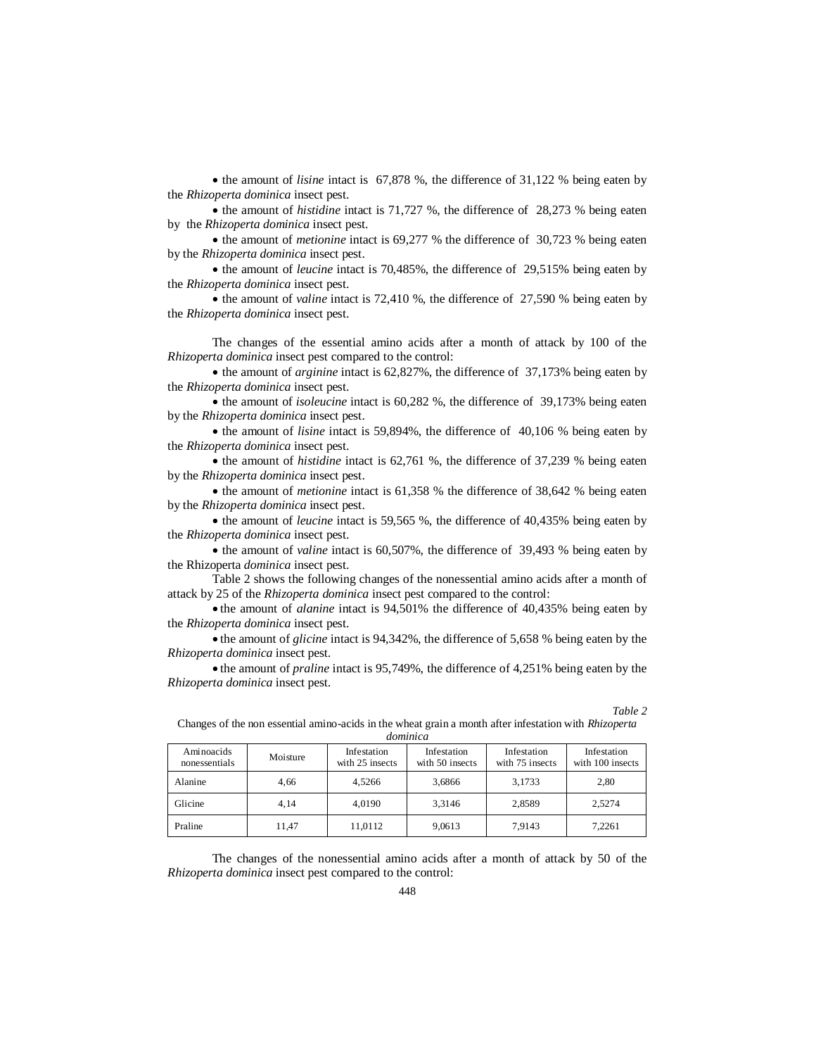- the amount of *lisine* intact is 67,878 %, the difference of 31,122 % being eaten by the *Rhizoperta dominica* insect pest.
- the amount of *histidine* intact is 71,727 %, the difference of 28,273 % being eaten by the *Rhizoperta dominica* insect pest.
- the amount of *metionine* intact is 69,277 % the difference of 30,723 % being eaten by the *Rhizoperta dominica* insect pest.
- the amount of *leucine* intact is 70,485%, the difference of 29,515% being eaten by the *Rhizoperta dominica* insect pest.
- the amount of *valine* intact is 72,410 %, the difference of 27,590 % being eaten by the *Rhizoperta dominica* insect pest.

The changes of the essential amino acids after a month of attack by 100 of the *Rhizoperta dominica* insect pest compared to the control:

- the amount of *arginine* intact is 62,827%, the difference of 37,173% being eaten by the *Rhizoperta dominica* insect pest.
- the amount of *isoleucine* intact is 60,282 %, the difference of 39,173% being eaten by the *Rhizoperta dominica* insect pest.
- the amount of *lisine* intact is 59,894%, the difference of 40,106 % being eaten by the *Rhizoperta dominica* insect pest.
- the amount of *histidine* intact is 62,761 %, the difference of 37,239 % being eaten by the *Rhizoperta dominica* insect pest.
- the amount of *metionine* intact is 61,358 % the difference of 38,642 % being eaten by the *Rhizoperta dominica* insect pest.
- the amount of *leucine* intact is 59,565 %, the difference of 40,435% being eaten by the *Rhizoperta dominica* insect pest.
- the amount of *valine* intact is 60,507%, the difference of 39,493 % being eaten by the Rhizoperta *dominica* insect pest.

Table 2 shows the following changes of the nonessential amino acids after a month of attack by 25 of the *Rhizoperta dominica* insect pest compared to the control:

- the amount of *alanine* intact is 94,501% the difference of 40,435% being eaten by the *Rhizoperta dominica* insect pest.
- the amount of *glicine* intact is 94,342%, the difference of 5,658 % being eaten by the *Rhizoperta dominica* insect pest.
- the amount of *praline* intact is 95,749%, the difference of 4,251% being eaten by the *Rhizoperta dominica* insect pest.

*Table 2*

Changes of the non essential amino-acids in the wheat grain a month after infestation with *Rhizoperta dominica*

| Aminoacids nonessentials | Moisture | Infestation with 25 insects | Infestation with 50 insects | Infestation with 75 insects | Infestation with 100 insects |
|---|---|---|---|---|---|
| Alanine | 4,66 | 4,5266 | 3,6866 | 3,1733 | 2,80 |
| Glicine | 4,14 | 4,0190 | 3,3146 | 2,8589 | 2,5274 |
| Praline | 11,47 | 11,0112 | 9,0613 | 7,9143 | 7,2261 |

The changes of the nonessential amino acids after a month of attack by 50 of the *Rhizoperta dominica* insect pest compared to the control: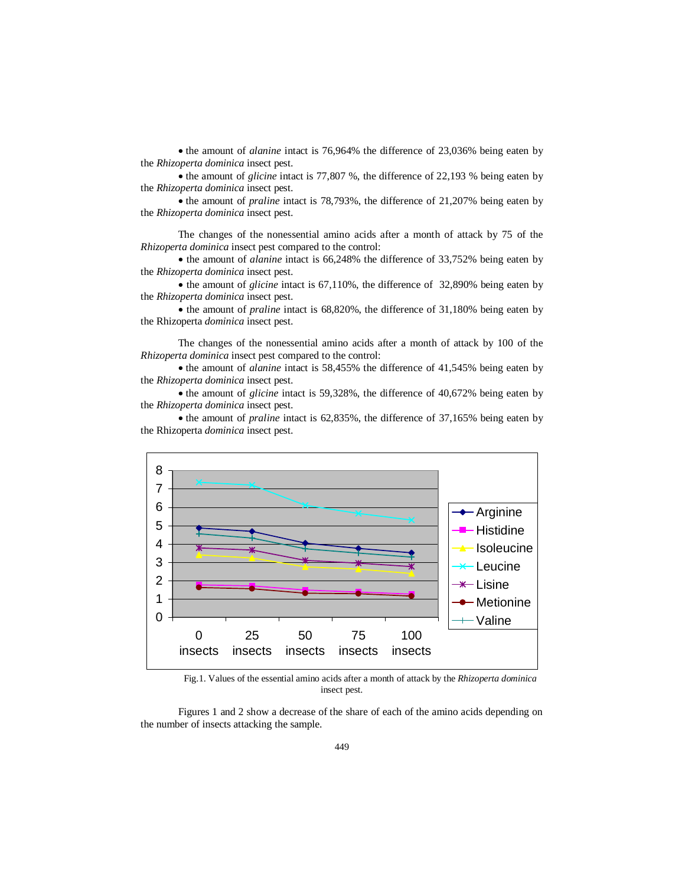• the amount of *alanine* intact is 76,964% the difference of 23,036% being eaten by the *Rhizoperta dominica* insect pest.

• the amount of *glicine* intact is 77,807 %, the difference of 22,193 % being eaten by the *Rhizoperta dominica* insect pest.

• the amount of *praline* intact is 78,793%, the difference of 21,207% being eaten by the *Rhizoperta dominica* insect pest.

The changes of the nonessential amino acids after a month of attack by 75 of the *Rhizoperta dominica* insect pest compared to the control:

• the amount of *alanine* intact is 66,248% the difference of 33,752% being eaten by the *Rhizoperta dominica* insect pest.

• the amount of *glicine* intact is 67,110%, the difference of 32,890% being eaten by the *Rhizoperta dominica* insect pest.

• the amount of *praline* intact is 68,820%, the difference of 31,180% being eaten by the Rhizoperta *dominica* insect pest.

The changes of the nonessential amino acids after a month of attack by 100 of the *Rhizoperta dominica* insect pest compared to the control:

• the amount of *alanine* intact is 58,455% the difference of 41,545% being eaten by the *Rhizoperta dominica* insect pest.

• the amount of *glicine* intact is 59,328%, the difference of 40,672% being eaten by the *Rhizoperta dominica* insect pest.

• the amount of *praline* intact is 62,835%, the difference of 37,165% being eaten by the Rhizoperta *dominica* insect pest.

Fig.1. Values of the essential amino acids after a month of attack by the *Rhizoperta dominica* insect pest.

Figures 1 and 2 show a decrease of the share of each of the amino acids depending on the number of insects attacking the sample.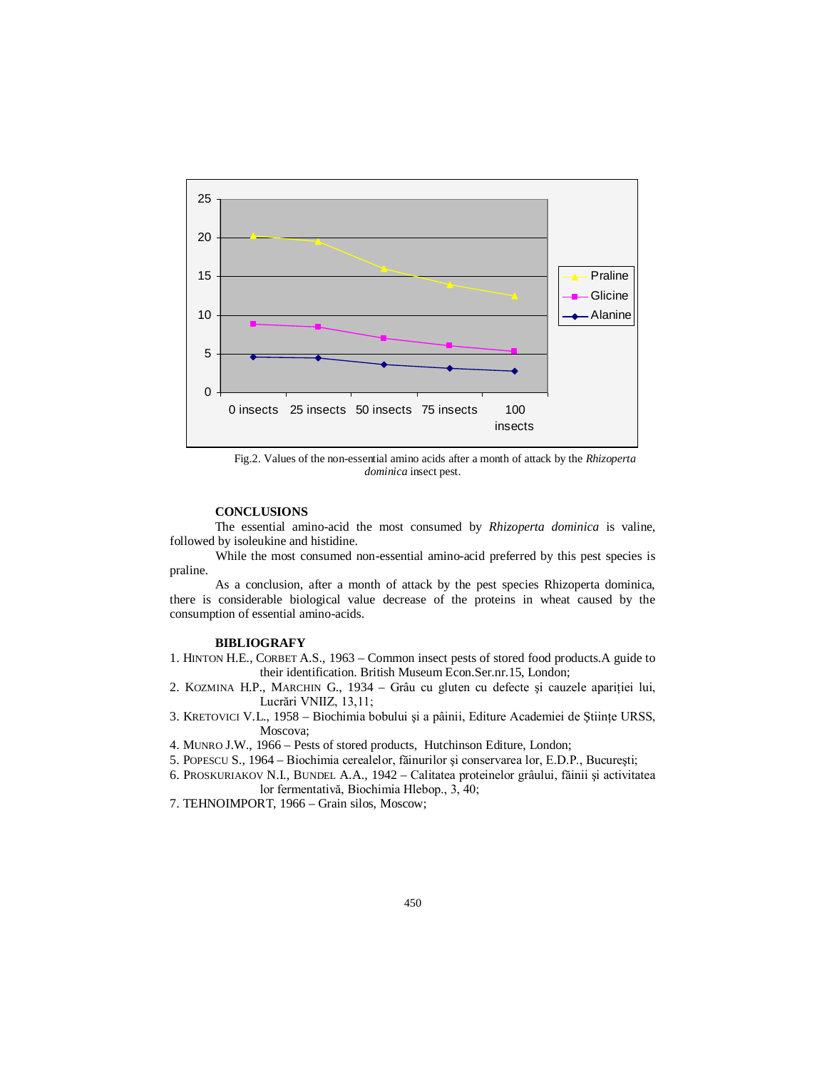25
20
15
10
5
0

0 insects
25 insects
50 insects
75 insects
100 insects

Praline
Glicine
Alanine

Fig.2. Values of the non-essential amino acids after a month of attack by the *Rhizoperta dominica* insect pest.

## CONCLUSIONS

The essential amino-acid the most consumed by *Rhizoperta dominica* is valine, followed by isoleukine and histidine.

While the most consumed non-essential amino-acid preferred by this pest species is praline.

As a conclusion, after a month of attack by the pest species Rhizoperta dominica, there is considerable biological value decrease of the proteins in wheat caused by the consumption of essential amino-acids.

## BIBLIOGRAFY

1. HINTON H.E., CORBET A.S., 1963 – Common insect pests of stored food products.A guide to their identification. British Museum Econ.Ser.nr.15, London;
2. KOZMINA H.P., MARCHIN G., 1934 – Grâu cu gluten cu defecte şi cauzele apariţiei lui, Lucrări VNIIZ, 13,11;
3. KRETOVICI V.L., 1958 – Biochimia bobului şi a pâinii, Editure Academiei de Ştiinţe URSS, Moscova;
4. MUNRO J.W., 1966 – Pests of stored products, Hutchinson Editure, London;
5. POPESCU S., 1964 – Biochimia cerealelor, făinurilor şi conservarea lor, E.D.P., Bucureşti;
6. PROSKURIAKOV N.I., BUNDEL A.A., 1942 – Calitatea proteinelor grâului, făinii şi activitatea lor fermentativă, Biochimia Hlebop., 3, 40;
7. TEHNOIMPORT, 1966 – Grain silos, Moscow;